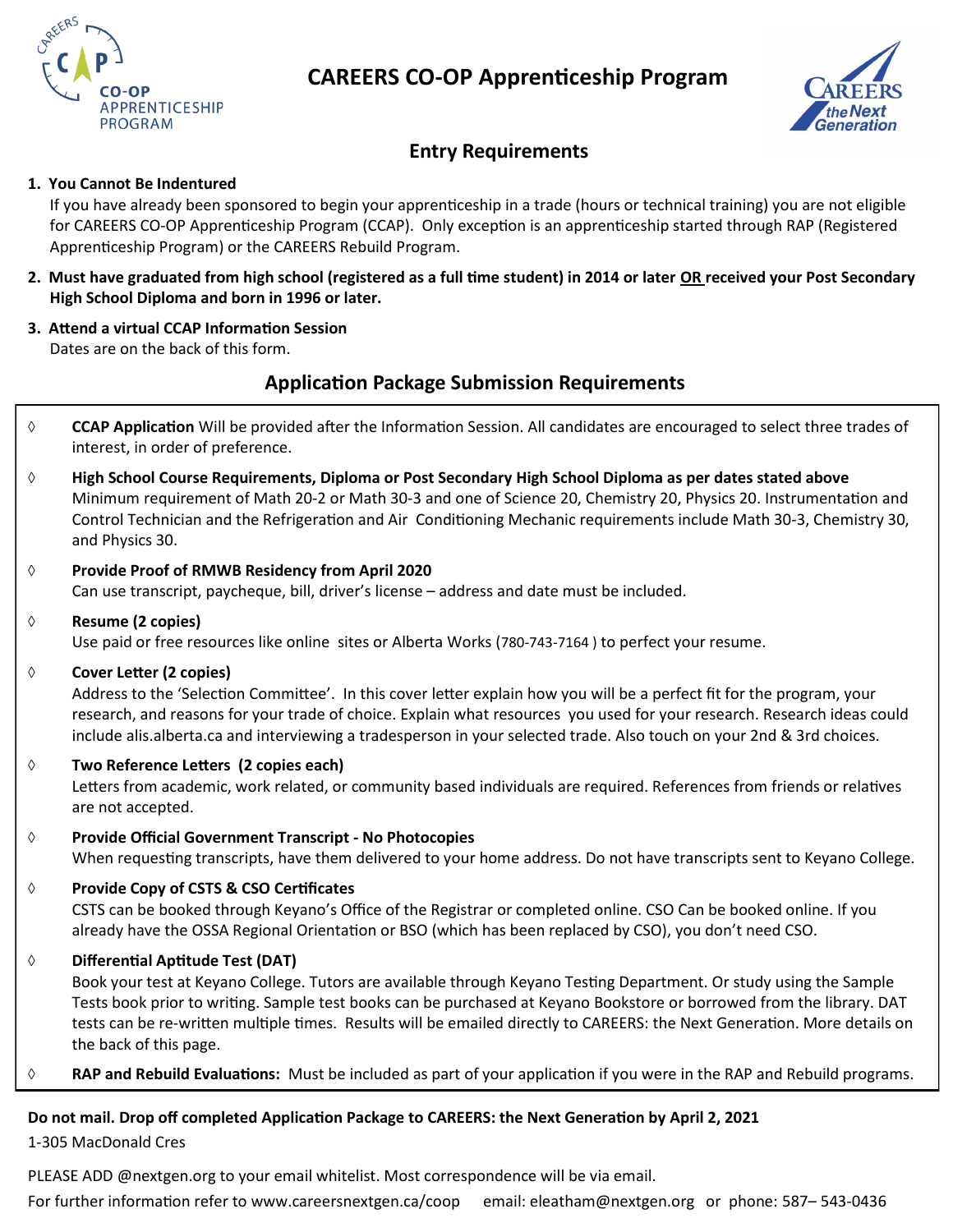# CAREERS CO-OP Apprenticeship Program

## Entry Requirements

1. **You Cannot Be Indentured**
   If you have already been sponsored to begin your apprenticeship in a trade (hours or technical training) you are not eligible for CAREERS CO-OP Apprenticeship Program (CCAP). Only exception is an apprenticeship started through RAP (Registered Apprenticeship Program) or the CAREERS Rebuild Program.
2. **Must have graduated from high school (registered as a full time student) in 2014 or later <u>OR</u> received your Post Secondary High School Diploma and born in 1996 or later.**
3. **Attend a virtual CCAP Information Session**
   Dates are on the back of this form.

## Application Package Submission Requirements

◊ **CCAP Application** Will be provided after the Information Session. All candidates are encouraged to select three trades of interest, in order of preference.

◊ **High School Course Requirements, Diploma or Post Secondary High School Diploma as per dates stated above**
Minimum requirement of Math 20-2 or Math 30-3 and one of Science 20, Chemistry 20, Physics 20. Instrumentation and Control Technician and the Refrigeration and Air Conditioning Mechanic requirements include Math 30-3, Chemistry 30, and Physics 30.

◊ **Provide Proof of RMWB Residency from April 2020**
Can use transcript, paycheque, bill, driver's license – address and date must be included.

◊ **Resume (2 copies)**
Use paid or free resources like online sites or Alberta Works (780-743-7164 ) to perfect your resume.

◊ **Cover Letter (2 copies)**
Address to the 'Selection Committee'. In this cover letter explain how you will be a perfect fit for the program, your research, and reasons for your trade of choice. Explain what resources you used for your research. Research ideas could include alis.alberta.ca and interviewing a tradesperson in your selected trade. Also touch on your 2nd & 3rd choices.

◊ **Two Reference Letters (2 copies each)**
Letters from academic, work related, or community based individuals are required. References from friends or relatives are not accepted.

◊ **Provide Official Government Transcript - No Photocopies**
When requesting transcripts, have them delivered to your home address. Do not have transcripts sent to Keyano College.

◊ **Provide Copy of CSTS & CSO Certificates**
CSTS can be booked through Keyano's Office of the Registrar or completed online. CSO Can be booked online. If you already have the OSSA Regional Orientation or BSO (which has been replaced by CSO), you don't need CSO.

◊ **Differential Aptitude Test (DAT)**
Book your test at Keyano College. Tutors are available through Keyano Testing Department. Or study using the Sample Tests book prior to writing. Sample test books can be purchased at Keyano Bookstore or borrowed from the library. DAT tests can be re-written multiple times. Results will be emailed directly to CAREERS: the Next Generation. More details on the back of this page.

◊ **RAP and Rebuild Evaluations:** Must be included as part of your application if you were in the RAP and Rebuild programs.

**Do not mail. Drop off completed Application Package to CAREERS: the Next Generation by April 2, 2021**

1-305 MacDonald Cres

PLEASE ADD @nextgen.org to your email whitelist. Most correspondence will be via email.

For further information refer to www.careersnextgen.ca/coop email: eleatham@nextgen.org or phone: 587– 543-0436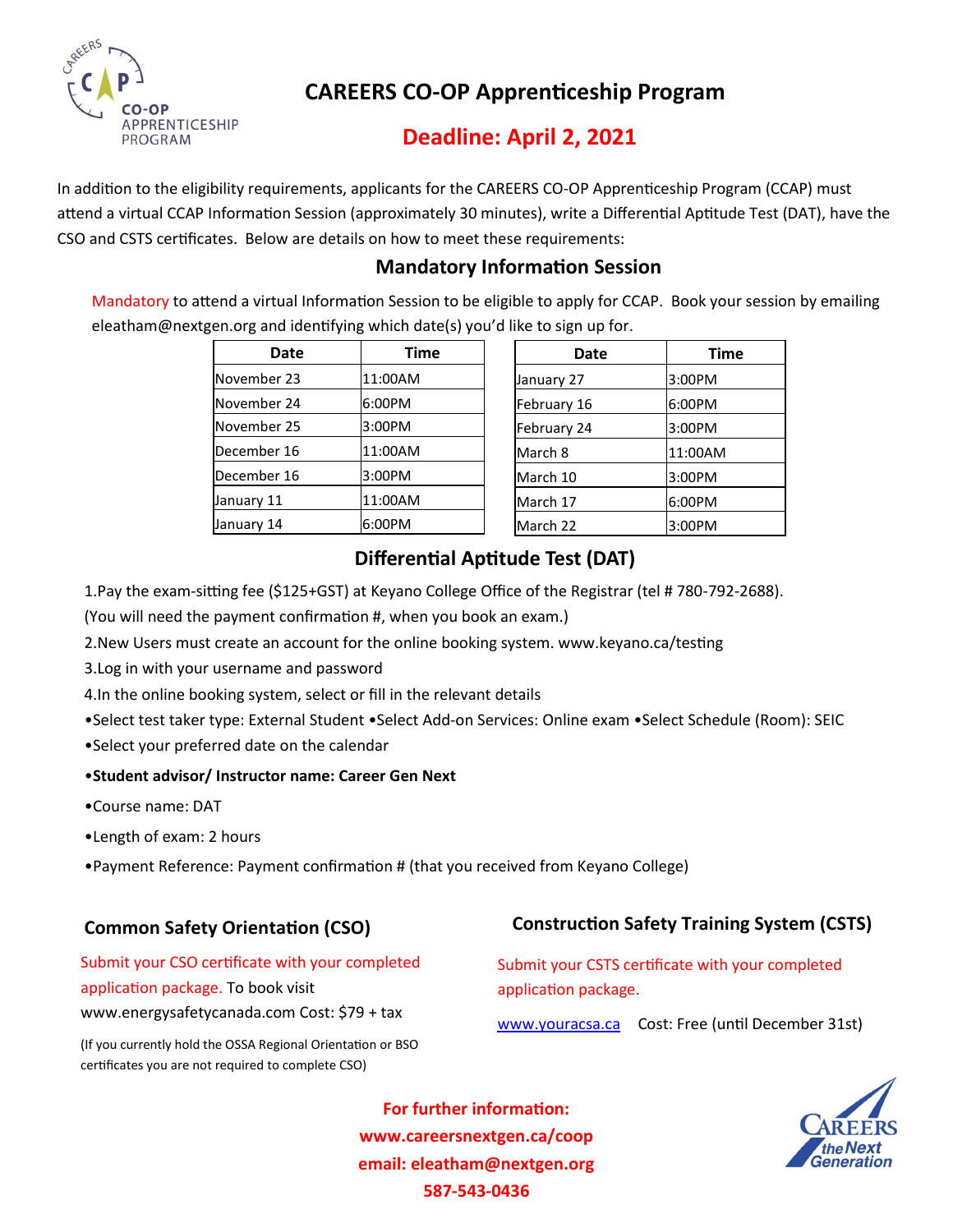# CAREERS CO-OP Apprenticeship Program

## Deadline: April 2, 2021

In addition to the eligibility requirements, applicants for the CAREERS CO-OP Apprenticeship Program (CCAP) must attend a virtual CCAP Information Session (approximately 30 minutes), write a Differential Aptitude Test (DAT), have the CSO and CSTS certificates. Below are details on how to meet these requirements:

### Mandatory Information Session

Mandatory to attend a virtual Information Session to be eligible to apply for CCAP. Book your session by emailing eleatham@nextgen.org and identifying which date(s) you'd like to sign up for.

| Date | Time |
|---|---|
| November 23 | 11:00AM |
| November 24 | 6:00PM |
| November 25 | 3:00PM |
| December 16 | 11:00AM |
| December 16 | 3:00PM |
| January 11 | 11:00AM |
| January 14 | 6:00PM |

| Date | Time |
|---|---|
| January 27 | 3:00PM |
| February 16 | 6:00PM |
| February 24 | 3:00PM |
| March 8 | 11:00AM |
| March 10 | 3:00PM |
| March 17 | 6:00PM |
| March 22 | 3:00PM |

### Differential Aptitude Test (DAT)

1. Pay the exam-sitting fee ($125+GST) at Keyano College Office of the Registrar (tel # 780-792-2688). (You will need the payment confirmation #, when you book an exam.)
2. New Users must create an account for the online booking system. www.keyano.ca/testing
3. Log in with your username and password
4. In the online booking system, select or fill in the relevant details

- Select test taker type: External Student
- Select Add-on Services: Online exam
- Select Schedule (Room): SEIC
- Select your preferred date on the calendar
- **Student advisor/ Instructor name: Career Gen Next**
- Course name: DAT
- Length of exam: 2 hours
- Payment Reference: Payment confirmation # (that you received from Keyano College)

### Common Safety Orientation (CSO)

Submit your CSO certificate with your completed application package. To book visit www.energysafetycanada.com Cost: $79 + tax

(If you currently hold the OSSA Regional Orientation or BSO certificates you are not required to complete CSO)

### Construction Safety Training System (CSTS)

Submit your CSTS certificate with your completed application package.

www.youracsa.ca Cost: Free (until December 31st)

**For further information:**
**www.careersnextgen.ca/coop**
**email: eleatham@nextgen.org**
**587-543-0436**